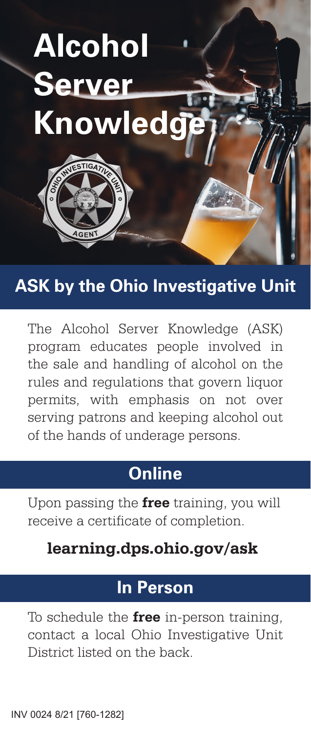# Alcohol Server Knowledge

## ASK by the Ohio Investigative Unit

The Alcohol Server Knowledge (ASK) program educates people involved in the sale and handling of alcohol on the rules and regulations that govern liquor permits, with emphasis on not over serving patrons and keeping alcohol out of the hands of underage persons.

## Online

Upon passing the **free** training, you will receive a certificate of completion.

**learning.dps.ohio.gov/ask**

## In Person

To schedule the **free** in-person training, contact a local Ohio Investigative Unit District listed on the back.

INV 0024 8/21 [760-1282]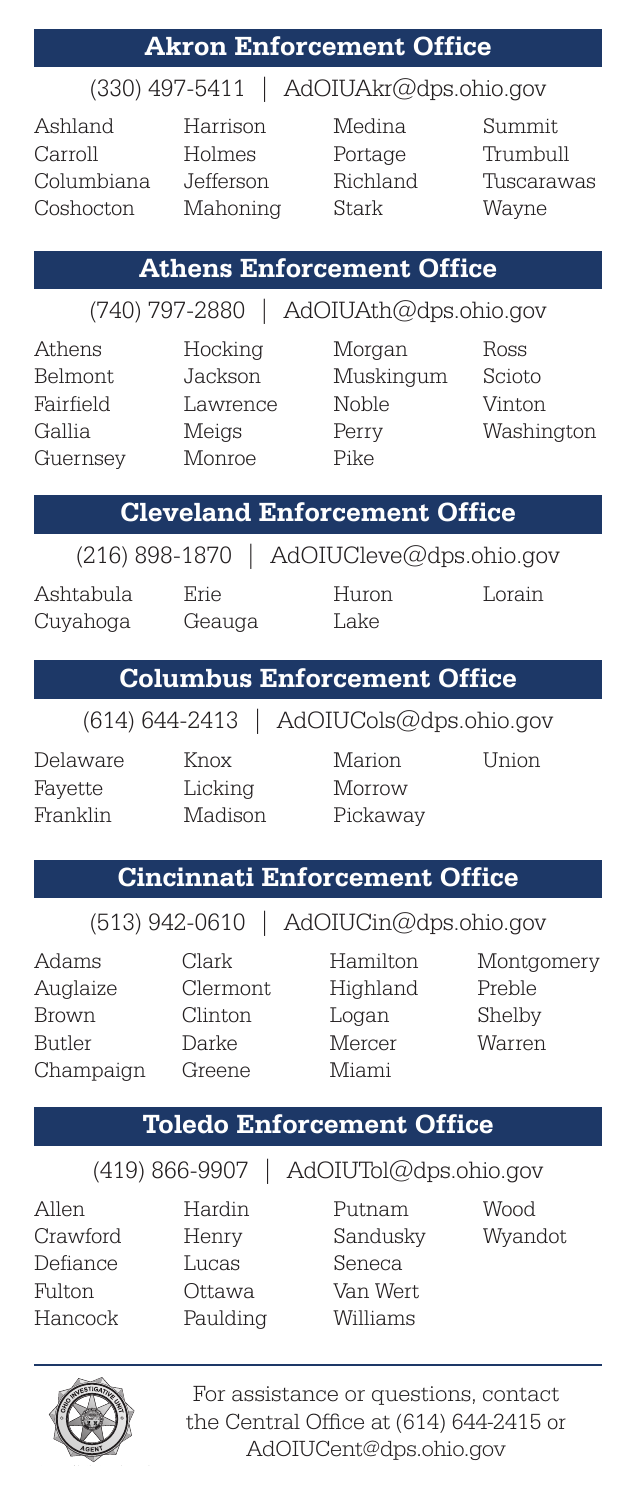## Akron Enforcement Office

(330) 497-5411 | AdOIUAkr@dps.ohio.gov

| | | | |
|---|---|---|---|
| Ashland | Harrison | Medina | Summit |
| Carroll | Holmes | Portage | Trumbull |
| Columbiana | Jefferson | Richland | Tuscarawas |
| Coshocton | Mahoning | Stark | Wayne |

## Athens Enforcement Office

(740) 797-2880 | AdOIUAth@dps.ohio.gov

| | | | |
|---|---|---|---|
| Athens | Hocking | Morgan | Ross |
| Belmont | Jackson | Muskingum | Scioto |
| Fairfield | Lawrence | Noble | Vinton |
| Gallia | Meigs | Perry | Washington |
| Guernsey | Monroe | Pike | |

## Cleveland Enforcement Office

(216) 898-1870 | AdOIUCleve@dps.ohio.gov

| | | | |
|---|---|---|---|
| Ashtabula | Erie | Huron | Lorain |
| Cuyahoga | Geauga | Lake | |

## Columbus Enforcement Office

(614) 644-2413 | AdOIUCols@dps.ohio.gov

| | | | |
|---|---|---|---|
| Delaware | Knox | Marion | Union |
| Fayette | Licking | Morrow | |
| Franklin | Madison | Pickaway | |

## Cincinnati Enforcement Office

(513) 942-0610 | AdOIUCin@dps.ohio.gov

| | | | |
|---|---|---|---|
| Adams | Clark | Hamilton | Montgomery |
| Auglaize | Clermont | Highland | Preble |
| Brown | Clinton | Logan | Shelby |
| Butler | Darke | Mercer | Warren |
| Champaign | Greene | Miami | |

## Toledo Enforcement Office

(419) 866-9907 | AdOIUTol@dps.ohio.gov

| | | | |
|---|---|---|---|
| Allen | Hardin | Putnam | Wood |
| Crawford | Henry | Sandusky | Wyandot |
| Defiance | Lucas | Seneca | |
| Fulton | Ottawa | Van Wert | |
| Hancock | Paulding | Williams | |

For assistance or questions, contact the Central Office at (614) 644-2415 or AdOIUCent@dps.ohio.gov